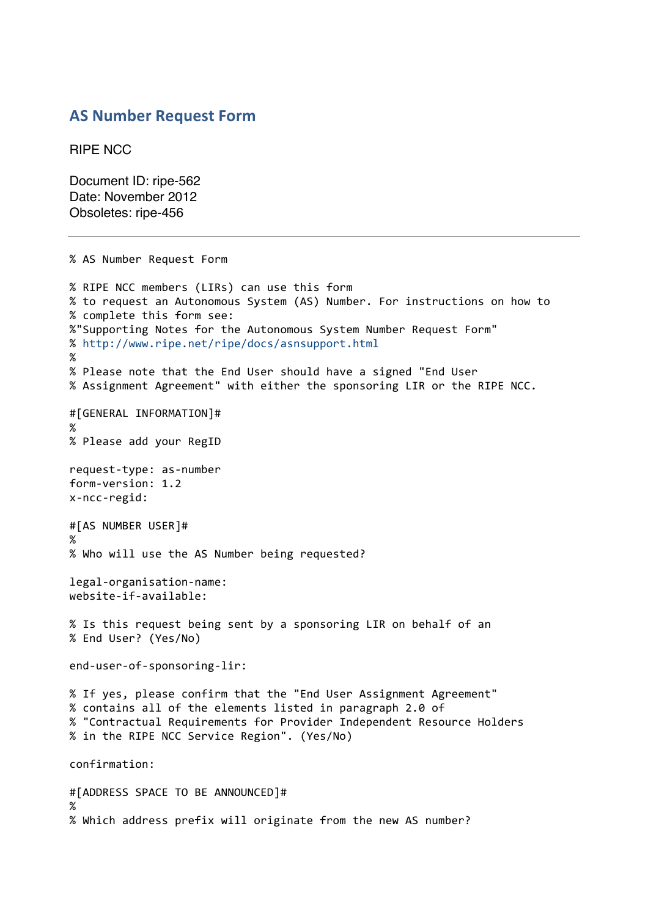## AS Number Request Form

RIPE NCC

Document ID: ripe-562
Date: November 2012
Obsoletes: ripe-456

---

```
% AS Number Request Form

% RIPE NCC members (LIRs) can use this form
% to request an Autonomous System (AS) Number. For instructions on how to
% complete this form see:
%"Supporting Notes for the Autonomous System Number Request Form"
% http://www.ripe.net/ripe/docs/asnsupport.html
%
% Please note that the End User should have a signed "End User
% Assignment Agreement" with either the sponsoring LIR or the RIPE NCC.

#[GENERAL INFORMATION]#
%
% Please add your RegID

request-type: as-number
form-version: 1.2
x-ncc-regid:

#[AS NUMBER USER]#
%
% Who will use the AS Number being requested?

legal-organisation-name:
website-if-available:

% Is this request being sent by a sponsoring LIR on behalf of an
% End User? (Yes/No)

end-user-of-sponsoring-lir:

% If yes, please confirm that the "End User Assignment Agreement"
% contains all of the elements listed in paragraph 2.0 of
% "Contractual Requirements for Provider Independent Resource Holders
% in the RIPE NCC Service Region". (Yes/No)

confirmation:

#[ADDRESS SPACE TO BE ANNOUNCED]#
%
% Which address prefix will originate from the new AS number?
```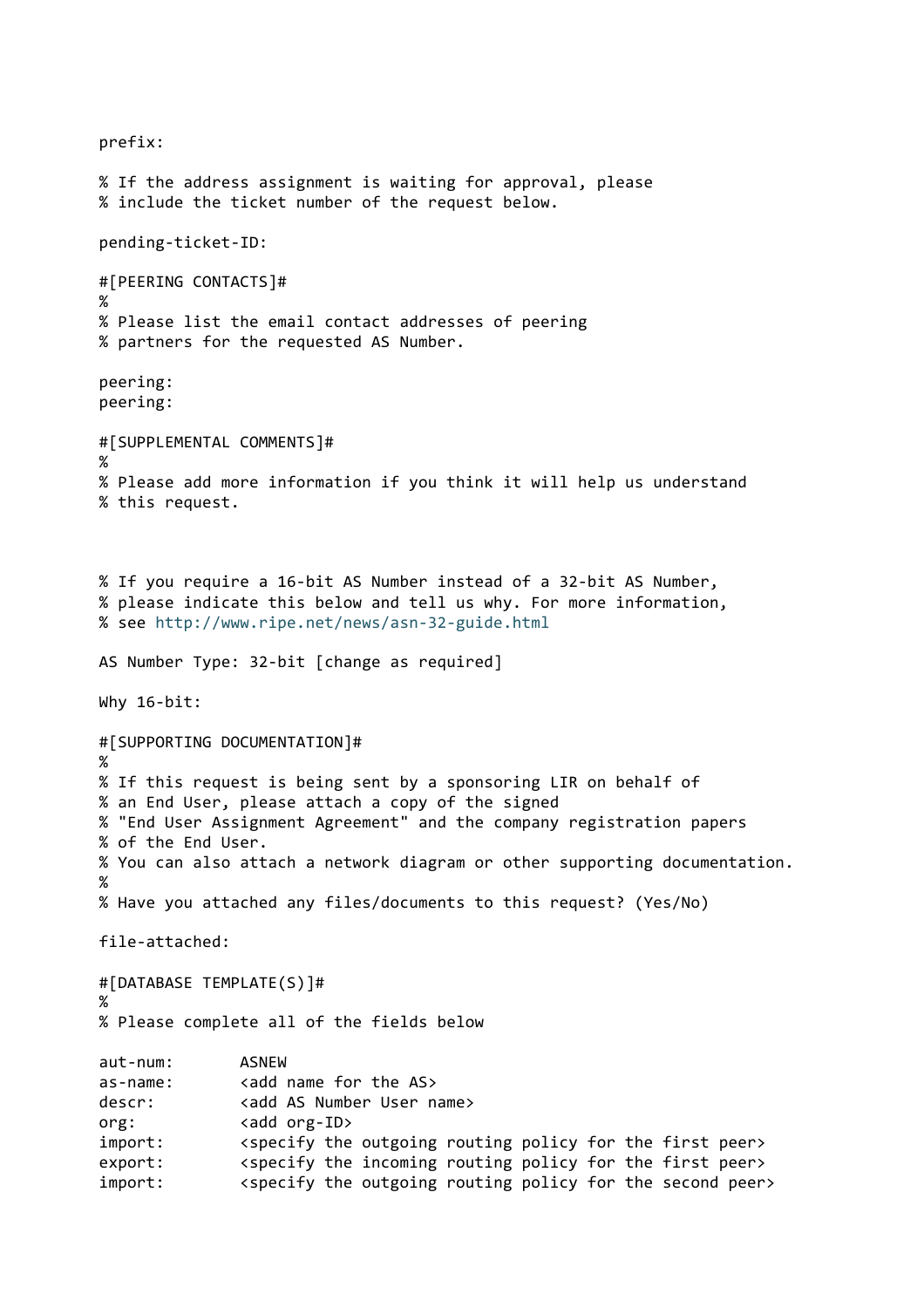```
prefix:

% If the address assignment is waiting for approval, please
% include the ticket number of the request below.

pending-ticket-ID:

#[PEERING CONTACTS]#
%
% Please list the email contact addresses of peering
% partners for the requested AS Number.

peering:
peering:

#[SUPPLEMENTAL COMMENTS]#
%
% Please add more information if you think it will help us understand
% this request.



% If you require a 16-bit AS Number instead of a 32-bit AS Number,
% please indicate this below and tell us why. For more information,
% see http://www.ripe.net/news/asn-32-guide.html

AS Number Type: 32-bit [change as required]

Why 16-bit:

#[SUPPORTING DOCUMENTATION]#
%
% If this request is being sent by a sponsoring LIR on behalf of
% an End User, please attach a copy of the signed
% "End User Assignment Agreement" and the company registration papers
% of the End User.
% You can also attach a network diagram or other supporting documentation.
%
% Have you attached any files/documents to this request? (Yes/No)

file-attached:

#[DATABASE TEMPLATE(S)]#
%
% Please complete all of the fields below

aut-num:       ASNEW
as-name:       <add name for the AS>
descr:         <add AS Number User name>
org:           <add org-ID>
import:        <specify the outgoing routing policy for the first peer>
export:        <specify the incoming routing policy for the first peer>
import:        <specify the outgoing routing policy for the second peer>
```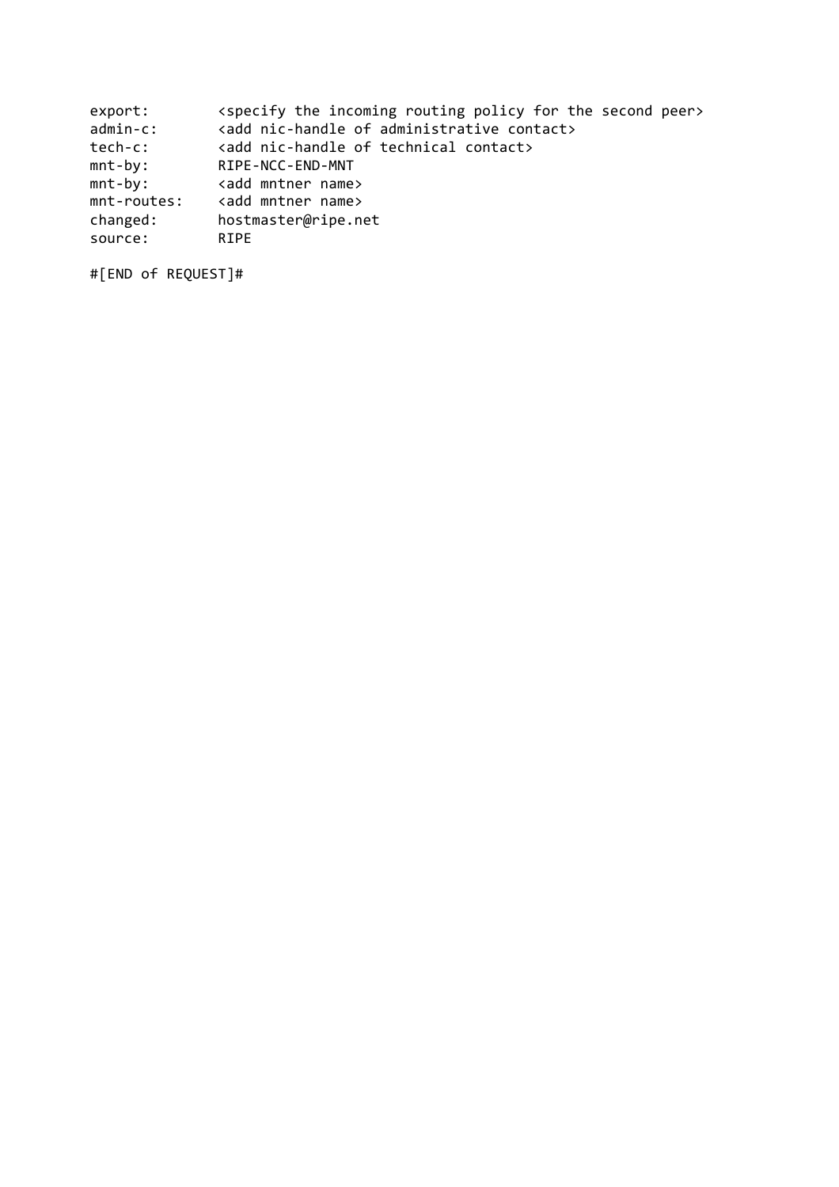```
export:        <specify the incoming routing policy for the second peer>
admin-c:       <add nic-handle of administrative contact>
tech-c:        <add nic-handle of technical contact>
mnt-by:        RIPE-NCC-END-MNT
mnt-by:        <add mntner name>
mnt-routes:    <add mntner name>
changed:       hostmaster@ripe.net
source:        RIPE

#[END of REQUEST]#
```